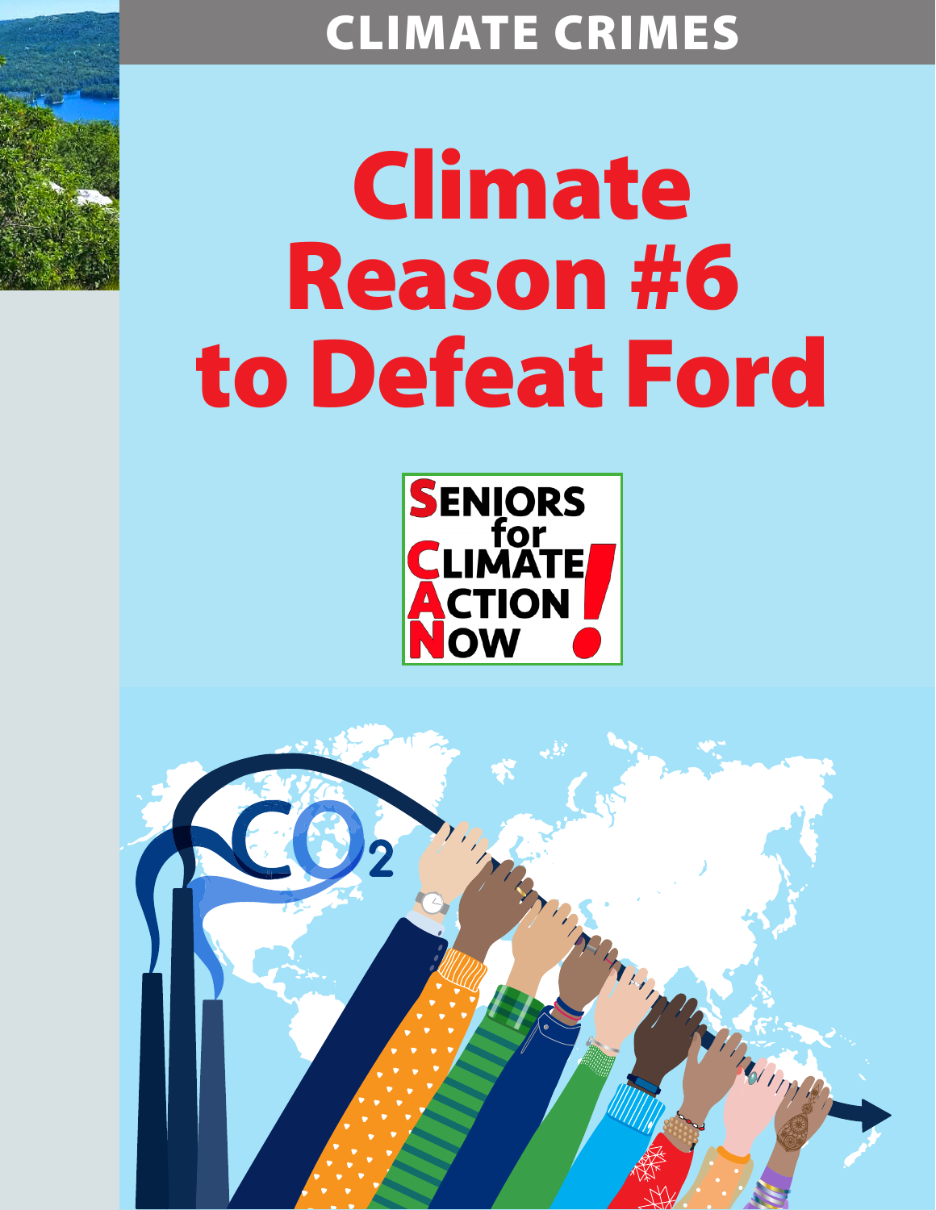CLIMATE CRIMES

# Climate Reason #6 to Defeat Ford

SENIORS for CLIMATE ACTION NOW!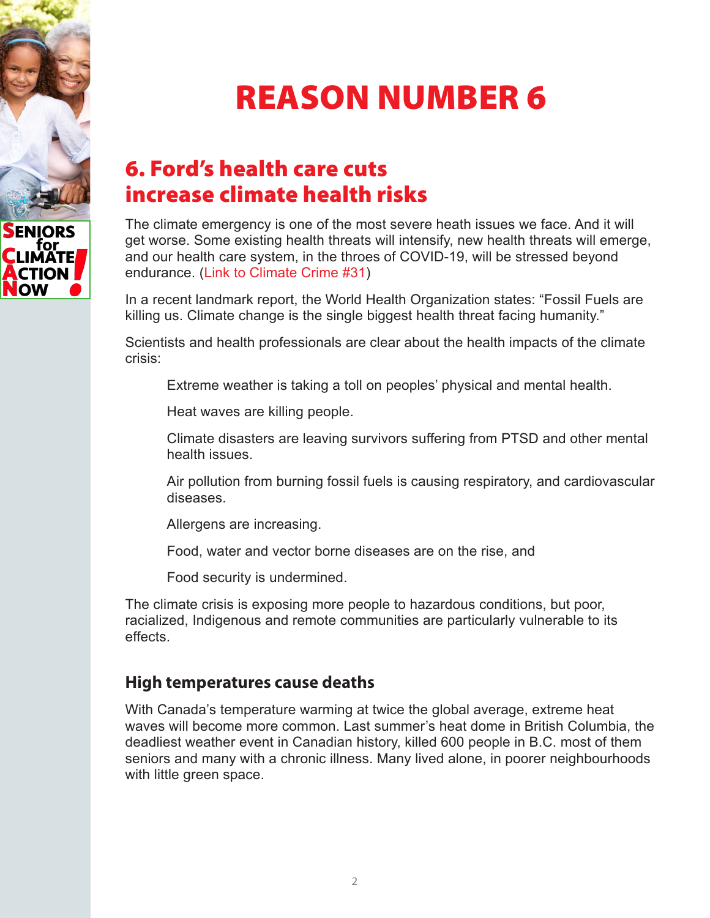# REASON NUMBER 6

## 6. Ford's health care cuts increase climate health risks

The climate emergency is one of the most severe heath issues we face. And it will get worse. Some existing health threats will intensify, new health threats will emerge, and our health care system, in the throes of COVID-19, will be stressed beyond endurance. (Link to Climate Crime #31)

In a recent landmark report, the World Health Organization states: "Fossil Fuels are killing us. Climate change is the single biggest health threat facing humanity."

Scientists and health professionals are clear about the health impacts of the climate crisis:

> Extreme weather is taking a toll on peoples' physical and mental health.
>
> Heat waves are killing people.
>
> Climate disasters are leaving survivors suffering from PTSD and other mental health issues.
>
> Air pollution from burning fossil fuels is causing respiratory, and cardiovascular diseases.
>
> Allergens are increasing.
>
> Food, water and vector borne diseases are on the rise, and
>
> Food security is undermined.

The climate crisis is exposing more people to hazardous conditions, but poor, racialized, Indigenous and remote communities are particularly vulnerable to its effects.

### High temperatures cause deaths

With Canada's temperature warming at twice the global average, extreme heat waves will become more common. Last summer's heat dome in British Columbia, the deadliest weather event in Canadian history, killed 600 people in B.C. most of them seniors and many with a chronic illness. Many lived alone, in poorer neighbourhoods with little green space.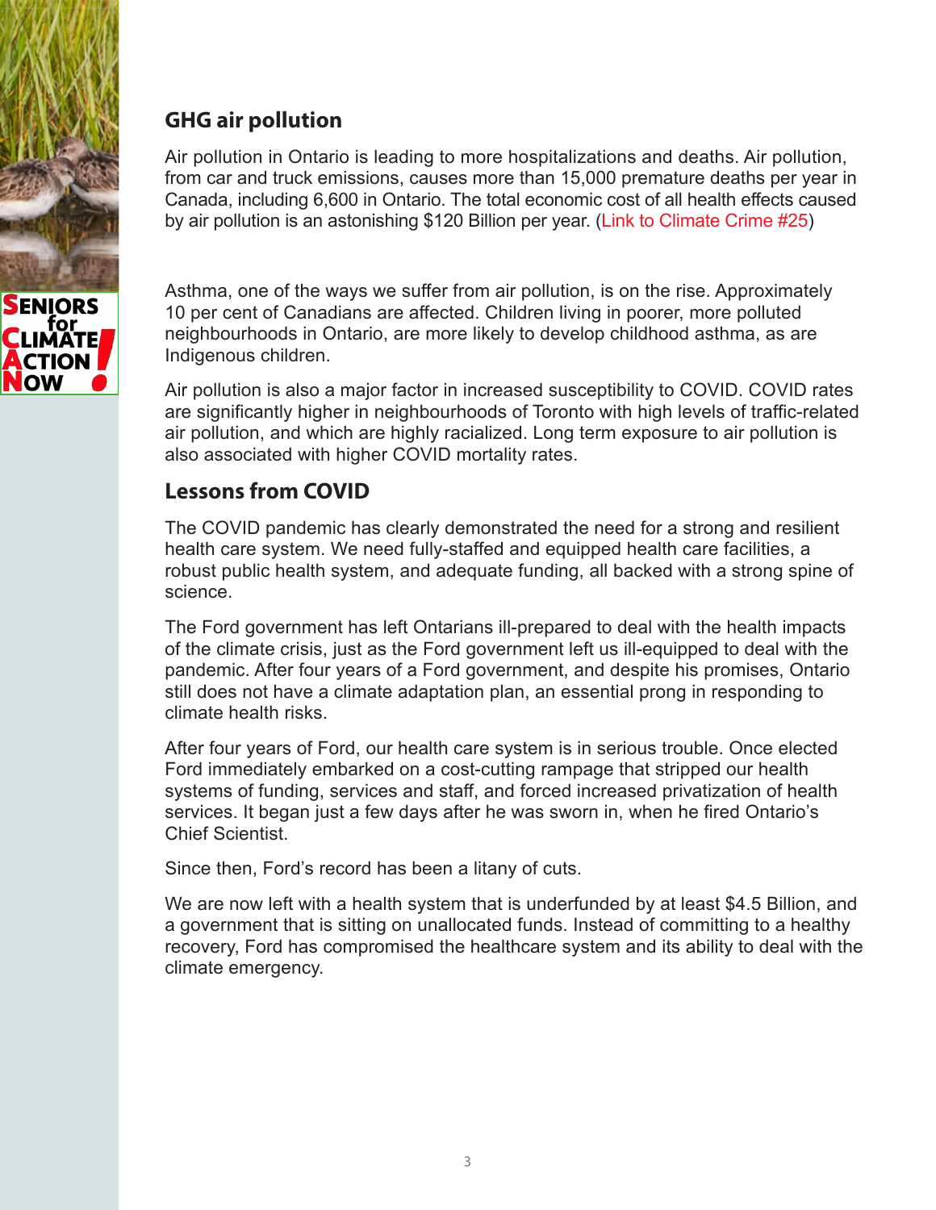## GHG air pollution

Air pollution in Ontario is leading to more hospitalizations and deaths. Air pollution, from car and truck emissions, causes more than 15,000 premature deaths per year in Canada, including 6,600 in Ontario. The total economic cost of all health effects caused by air pollution is an astonishing $120 Billion per year. (Link to Climate Crime #25)

Asthma, one of the ways we suffer from air pollution, is on the rise. Approximately 10 per cent of Canadians are affected. Children living in poorer, more polluted neighbourhoods in Ontario, are more likely to develop childhood asthma, as are Indigenous children.

Air pollution is also a major factor in increased susceptibility to COVID. COVID rates are significantly higher in neighbourhoods of Toronto with high levels of traffic-related air pollution, and which are highly racialized. Long term exposure to air pollution is also associated with higher COVID mortality rates.

## Lessons from COVID

The COVID pandemic has clearly demonstrated the need for a strong and resilient health care system. We need fully-staffed and equipped health care facilities, a robust public health system, and adequate funding, all backed with a strong spine of science.

The Ford government has left Ontarians ill-prepared to deal with the health impacts of the climate crisis, just as the Ford government left us ill-equipped to deal with the pandemic. After four years of a Ford government, and despite his promises, Ontario still does not have a climate adaptation plan, an essential prong in responding to climate health risks.

After four years of Ford, our health care system is in serious trouble. Once elected Ford immediately embarked on a cost-cutting rampage that stripped our health systems of funding, services and staff, and forced increased privatization of health services. It began just a few days after he was sworn in, when he fired Ontario's Chief Scientist.

Since then, Ford's record has been a litany of cuts.

We are now left with a health system that is underfunded by at least $4.5 Billion, and a government that is sitting on unallocated funds. Instead of committing to a healthy recovery, Ford has compromised the healthcare system and its ability to deal with the climate emergency.